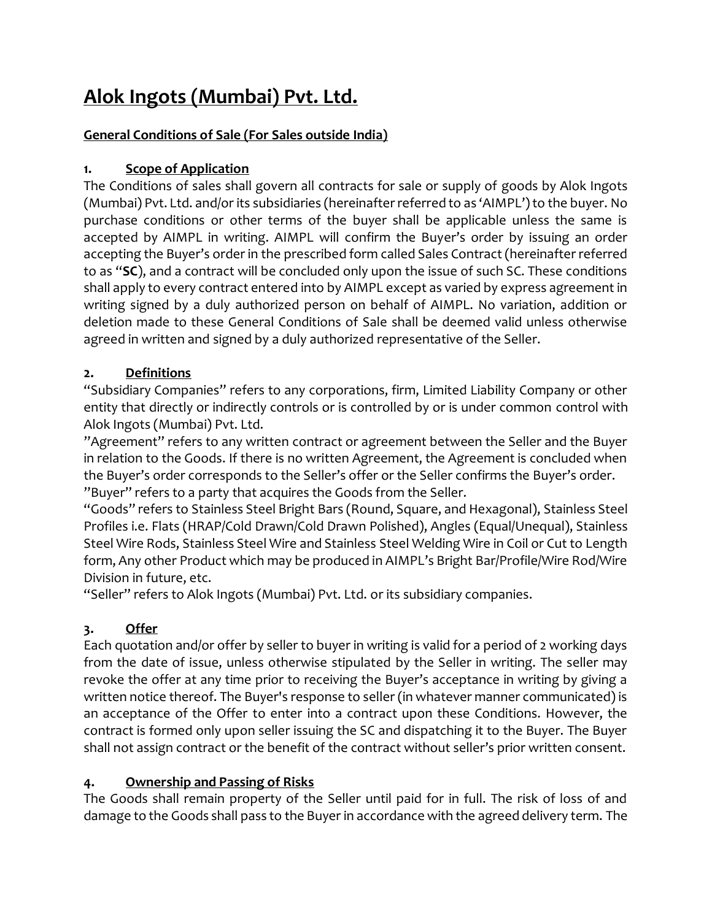# Alok Ingots (Mumbai) Pvt. Ltd.

## General Conditions of Sale (For Sales outside India)

### 1. Scope of Application

The Conditions of sales shall govern all contracts for sale or supply of goods by Alok Ingots (Mumbai) Pvt. Ltd. and/or its subsidiaries (hereinafter referred to as 'AIMPL') to the buyer. No purchase conditions or other terms of the buyer shall be applicable unless the same is accepted by AIMPL in writing. AIMPL will confirm the Buyer's order by issuing an order accepting the Buyer's order in the prescribed form called Sales Contract (hereinafter referred to as "**SC**), and a contract will be concluded only upon the issue of such SC. These conditions shall apply to every contract entered into by AIMPL except as varied by express agreement in writing signed by a duly authorized person on behalf of AIMPL. No variation, addition or deletion made to these General Conditions of Sale shall be deemed valid unless otherwise agreed in written and signed by a duly authorized representative of the Seller.

### 2. Definitions

"Subsidiary Companies" refers to any corporations, firm, Limited Liability Company or other entity that directly or indirectly controls or is controlled by or is under common control with Alok Ingots (Mumbai) Pvt. Ltd.

"Agreement" refers to any written contract or agreement between the Seller and the Buyer in relation to the Goods. If there is no written Agreement, the Agreement is concluded when the Buyer's order corresponds to the Seller's offer or the Seller confirms the Buyer's order.

"Buyer" refers to a party that acquires the Goods from the Seller.

"Goods" refers to Stainless Steel Bright Bars (Round, Square, and Hexagonal), Stainless Steel Profiles i.e. Flats (HRAP/Cold Drawn/Cold Drawn Polished), Angles (Equal/Unequal), Stainless Steel Wire Rods, Stainless Steel Wire and Stainless Steel Welding Wire in Coil or Cut to Length form, Any other Product which may be produced in AIMPL's Bright Bar/Profile/Wire Rod/Wire Division in future, etc.

"Seller" refers to Alok Ingots (Mumbai) Pvt. Ltd. or its subsidiary companies.

### 3. Offer

Each quotation and/or offer by seller to buyer in writing is valid for a period of 2 working days from the date of issue, unless otherwise stipulated by the Seller in writing. The seller may revoke the offer at any time prior to receiving the Buyer's acceptance in writing by giving a written notice thereof. The Buyer's response to seller (in whatever manner communicated) is an acceptance of the Offer to enter into a contract upon these Conditions. However, the contract is formed only upon seller issuing the SC and dispatching it to the Buyer. The Buyer shall not assign contract or the benefit of the contract without seller's prior written consent.

### 4. Ownership and Passing of Risks

The Goods shall remain property of the Seller until paid for in full. The risk of loss of and damage to the Goods shall pass to the Buyer in accordance with the agreed delivery term. The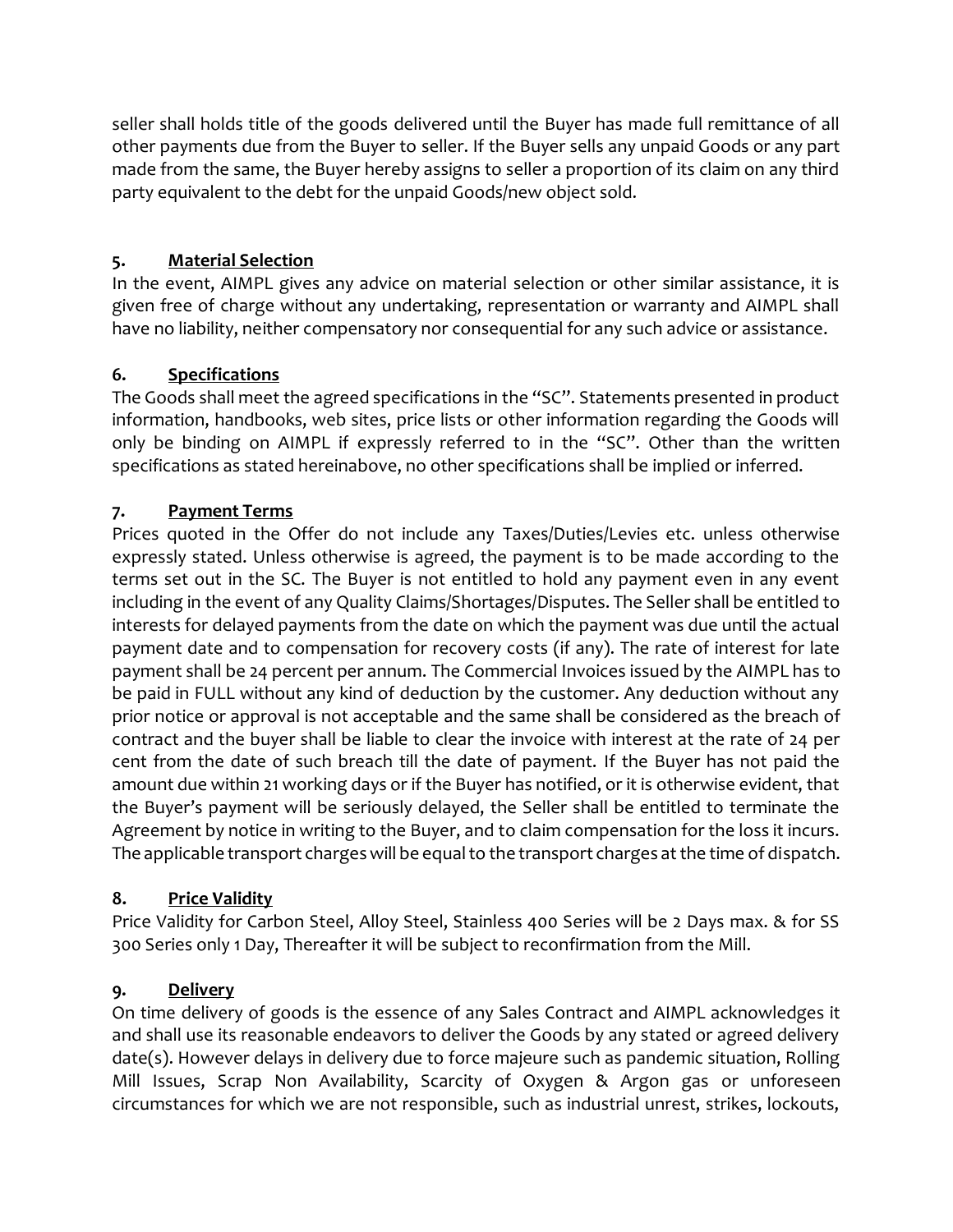seller shall holds title of the goods delivered until the Buyer has made full remittance of all other payments due from the Buyer to seller. If the Buyer sells any unpaid Goods or any part made from the same, the Buyer hereby assigns to seller a proportion of its claim on any third party equivalent to the debt for the unpaid Goods/new object sold.

## 5. Material Selection

In the event, AIMPL gives any advice on material selection or other similar assistance, it is given free of charge without any undertaking, representation or warranty and AIMPL shall have no liability, neither compensatory nor consequential for any such advice or assistance.

## 6. Specifications

The Goods shall meet the agreed specifications in the "SC". Statements presented in product information, handbooks, web sites, price lists or other information regarding the Goods will only be binding on AIMPL if expressly referred to in the "SC". Other than the written specifications as stated hereinabove, no other specifications shall be implied or inferred.

## 7. Payment Terms

Prices quoted in the Offer do not include any Taxes/Duties/Levies etc. unless otherwise expressly stated. Unless otherwise is agreed, the payment is to be made according to the terms set out in the SC. The Buyer is not entitled to hold any payment even in any event including in the event of any Quality Claims/Shortages/Disputes. The Seller shall be entitled to interests for delayed payments from the date on which the payment was due until the actual payment date and to compensation for recovery costs (if any). The rate of interest for late payment shall be 24 percent per annum. The Commercial Invoices issued by the AIMPL has to be paid in FULL without any kind of deduction by the customer. Any deduction without any prior notice or approval is not acceptable and the same shall be considered as the breach of contract and the buyer shall be liable to clear the invoice with interest at the rate of 24 per cent from the date of such breach till the date of payment. If the Buyer has not paid the amount due within 21 working days or if the Buyer has notified, or it is otherwise evident, that the Buyer's payment will be seriously delayed, the Seller shall be entitled to terminate the Agreement by notice in writing to the Buyer, and to claim compensation for the loss it incurs. The applicable transport charges will be equal to the transport charges at the time of dispatch.

## 8. Price Validity

Price Validity for Carbon Steel, Alloy Steel, Stainless 400 Series will be 2 Days max. & for SS 300 Series only 1 Day, Thereafter it will be subject to reconfirmation from the Mill.

## 9. Delivery

On time delivery of goods is the essence of any Sales Contract and AIMPL acknowledges it and shall use its reasonable endeavors to deliver the Goods by any stated or agreed delivery date(s). However delays in delivery due to force majeure such as pandemic situation, Rolling Mill Issues, Scrap Non Availability, Scarcity of Oxygen & Argon gas or unforeseen circumstances for which we are not responsible, such as industrial unrest, strikes, lockouts,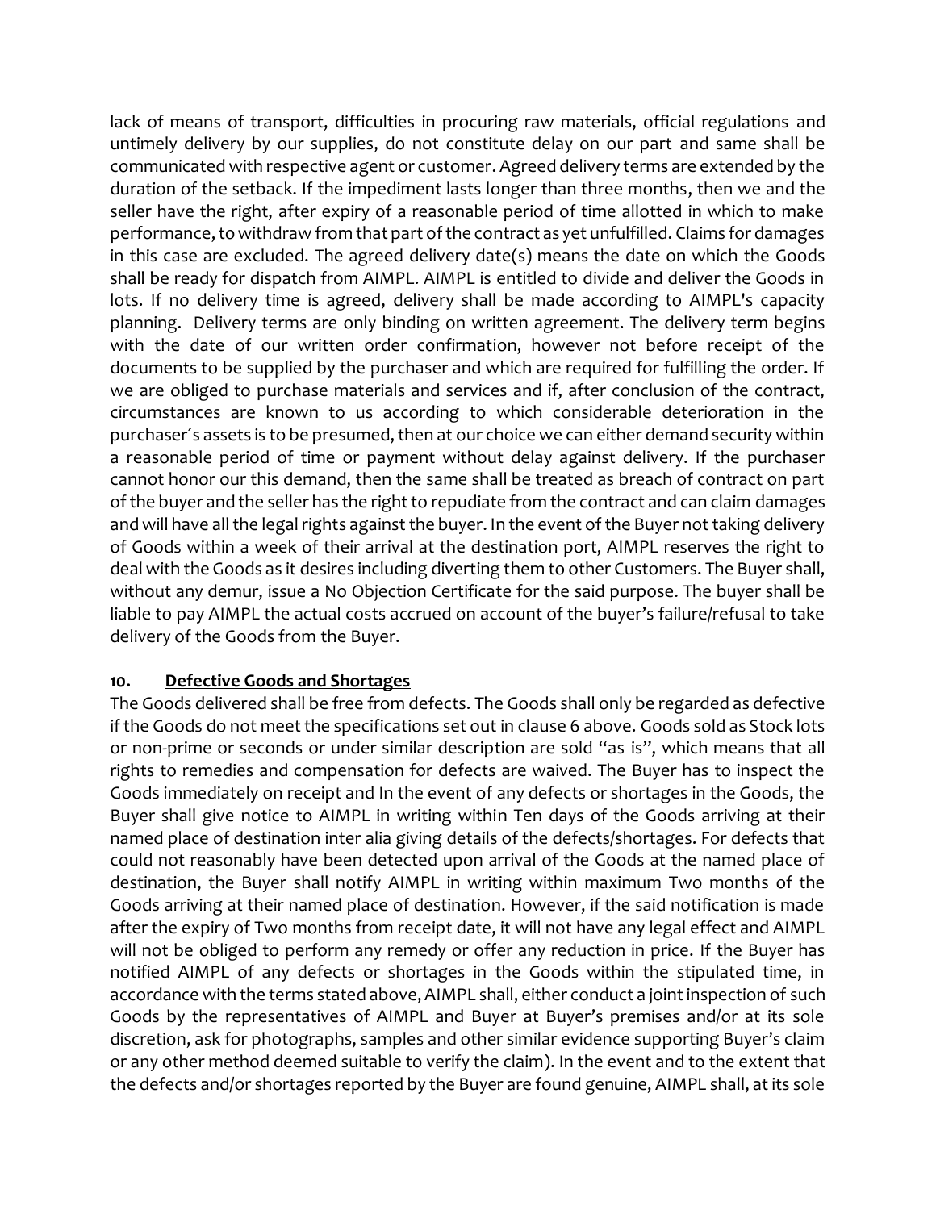lack of means of transport, difficulties in procuring raw materials, official regulations and untimely delivery by our supplies, do not constitute delay on our part and same shall be communicated with respective agent or customer. Agreed delivery terms are extended by the duration of the setback. If the impediment lasts longer than three months, then we and the seller have the right, after expiry of a reasonable period of time allotted in which to make performance, to withdraw from that part of the contract as yet unfulfilled. Claims for damages in this case are excluded. The agreed delivery date(s) means the date on which the Goods shall be ready for dispatch from AIMPL. AIMPL is entitled to divide and deliver the Goods in lots. If no delivery time is agreed, delivery shall be made according to AIMPL's capacity planning. Delivery terms are only binding on written agreement. The delivery term begins with the date of our written order confirmation, however not before receipt of the documents to be supplied by the purchaser and which are required for fulfilling the order. If we are obliged to purchase materials and services and if, after conclusion of the contract, circumstances are known to us according to which considerable deterioration in the purchaser´s assets is to be presumed, then at our choice we can either demand security within a reasonable period of time or payment without delay against delivery. If the purchaser cannot honor our this demand, then the same shall be treated as breach of contract on part of the buyer and the seller has the right to repudiate from the contract and can claim damages and will have all the legal rights against the buyer. In the event of the Buyer not taking delivery of Goods within a week of their arrival at the destination port, AIMPL reserves the right to deal with the Goods as it desires including diverting them to other Customers. The Buyer shall, without any demur, issue a No Objection Certificate for the said purpose. The buyer shall be liable to pay AIMPL the actual costs accrued on account of the buyer's failure/refusal to take delivery of the Goods from the Buyer.

**10. <u>Defective Goods and Shortages</u>**

The Goods delivered shall be free from defects. The Goods shall only be regarded as defective if the Goods do not meet the specifications set out in clause 6 above. Goods sold as Stock lots or non-prime or seconds or under similar description are sold "as is", which means that all rights to remedies and compensation for defects are waived. The Buyer has to inspect the Goods immediately on receipt and In the event of any defects or shortages in the Goods, the Buyer shall give notice to AIMPL in writing within Ten days of the Goods arriving at their named place of destination inter alia giving details of the defects/shortages. For defects that could not reasonably have been detected upon arrival of the Goods at the named place of destination, the Buyer shall notify AIMPL in writing within maximum Two months of the Goods arriving at their named place of destination. However, if the said notification is made after the expiry of Two months from receipt date, it will not have any legal effect and AIMPL will not be obliged to perform any remedy or offer any reduction in price. If the Buyer has notified AIMPL of any defects or shortages in the Goods within the stipulated time, in accordance with the terms stated above, AIMPL shall, either conduct a joint inspection of such Goods by the representatives of AIMPL and Buyer at Buyer's premises and/or at its sole discretion, ask for photographs, samples and other similar evidence supporting Buyer's claim or any other method deemed suitable to verify the claim). In the event and to the extent that the defects and/or shortages reported by the Buyer are found genuine, AIMPL shall, at its sole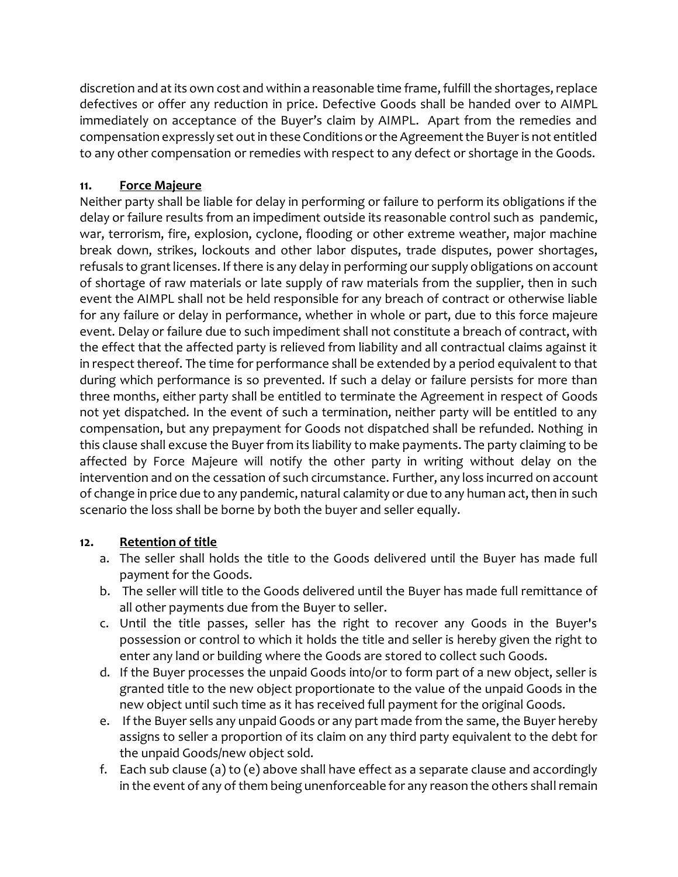discretion and at its own cost and within a reasonable time frame, fulfill the shortages, replace defectives or offer any reduction in price. Defective Goods shall be handed over to AIMPL immediately on acceptance of the Buyer's claim by AIMPL. Apart from the remedies and compensation expressly set out in these Conditions or the Agreement the Buyer is not entitled to any other compensation or remedies with respect to any defect or shortage in the Goods.

**11. Force Majeure**

Neither party shall be liable for delay in performing or failure to perform its obligations if the delay or failure results from an impediment outside its reasonable control such as pandemic, war, terrorism, fire, explosion, cyclone, flooding or other extreme weather, major machine break down, strikes, lockouts and other labor disputes, trade disputes, power shortages, refusals to grant licenses. If there is any delay in performing our supply obligations on account of shortage of raw materials or late supply of raw materials from the supplier, then in such event the AIMPL shall not be held responsible for any breach of contract or otherwise liable for any failure or delay in performance, whether in whole or part, due to this force majeure event. Delay or failure due to such impediment shall not constitute a breach of contract, with the effect that the affected party is relieved from liability and all contractual claims against it in respect thereof. The time for performance shall be extended by a period equivalent to that during which performance is so prevented. If such a delay or failure persists for more than three months, either party shall be entitled to terminate the Agreement in respect of Goods not yet dispatched. In the event of such a termination, neither party will be entitled to any compensation, but any prepayment for Goods not dispatched shall be refunded. Nothing in this clause shall excuse the Buyer from its liability to make payments. The party claiming to be affected by Force Majeure will notify the other party in writing without delay on the intervention and on the cessation of such circumstance. Further, any loss incurred on account of change in price due to any pandemic, natural calamity or due to any human act, then in such scenario the loss shall be borne by both the buyer and seller equally.

**12. Retention of title**

a. The seller shall holds the title to the Goods delivered until the Buyer has made full payment for the Goods.
b. The seller will title to the Goods delivered until the Buyer has made full remittance of all other payments due from the Buyer to seller.
c. Until the title passes, seller has the right to recover any Goods in the Buyer's possession or control to which it holds the title and seller is hereby given the right to enter any land or building where the Goods are stored to collect such Goods.
d. If the Buyer processes the unpaid Goods into/or to form part of a new object, seller is granted title to the new object proportionate to the value of the unpaid Goods in the new object until such time as it has received full payment for the original Goods.
e. If the Buyer sells any unpaid Goods or any part made from the same, the Buyer hereby assigns to seller a proportion of its claim on any third party equivalent to the debt for the unpaid Goods/new object sold.
f. Each sub clause (a) to (e) above shall have effect as a separate clause and accordingly in the event of any of them being unenforceable for any reason the others shall remain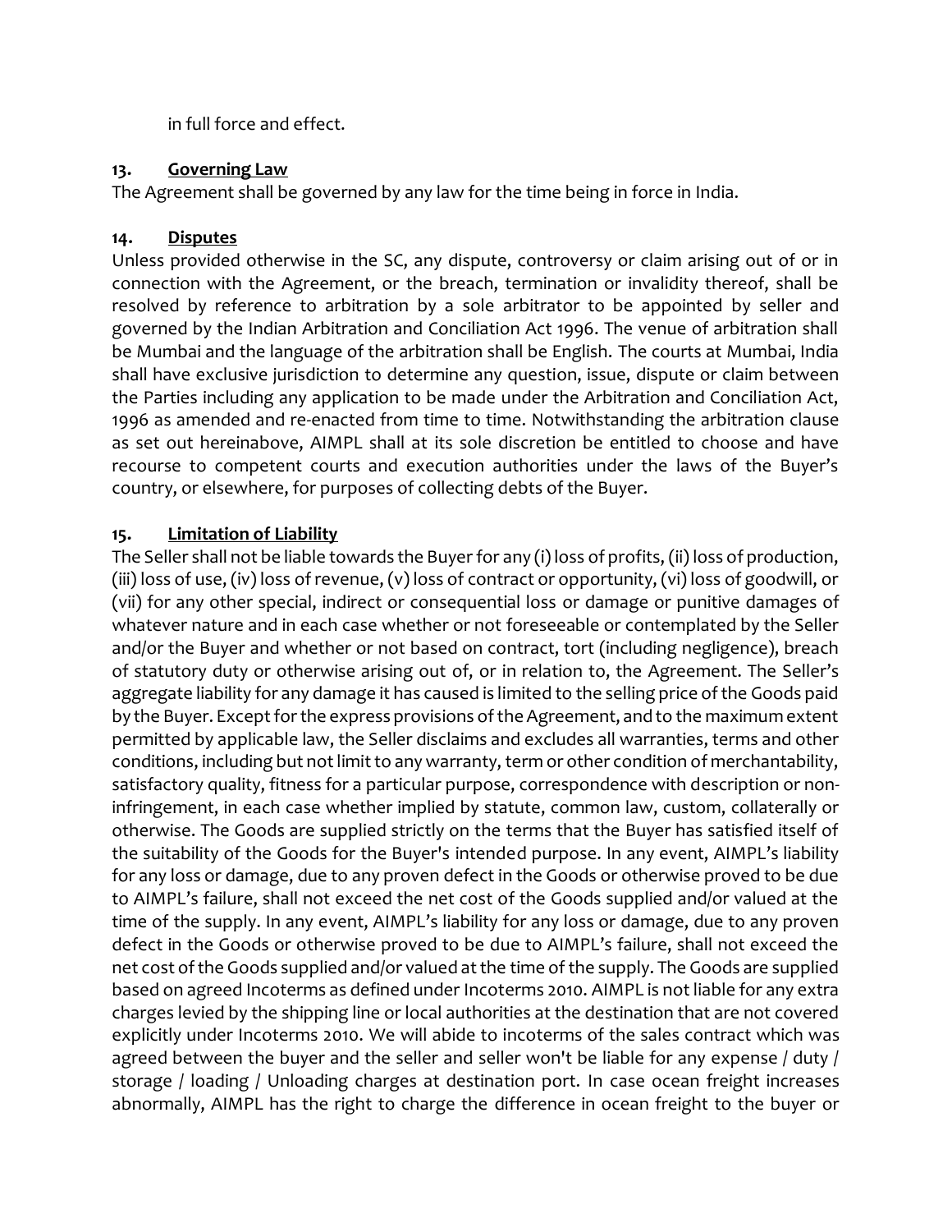in full force and effect.

### 13. Governing Law

The Agreement shall be governed by any law for the time being in force in India.

### 14. Disputes

Unless provided otherwise in the SC, any dispute, controversy or claim arising out of or in connection with the Agreement, or the breach, termination or invalidity thereof, shall be resolved by reference to arbitration by a sole arbitrator to be appointed by seller and governed by the Indian Arbitration and Conciliation Act 1996. The venue of arbitration shall be Mumbai and the language of the arbitration shall be English. The courts at Mumbai, India shall have exclusive jurisdiction to determine any question, issue, dispute or claim between the Parties including any application to be made under the Arbitration and Conciliation Act, 1996 as amended and re-enacted from time to time. Notwithstanding the arbitration clause as set out hereinabove, AIMPL shall at its sole discretion be entitled to choose and have recourse to competent courts and execution authorities under the laws of the Buyer's country, or elsewhere, for purposes of collecting debts of the Buyer.

### 15. Limitation of Liability

The Seller shall not be liable towards the Buyer for any (i) loss of profits, (ii) loss of production, (iii) loss of use, (iv) loss of revenue, (v) loss of contract or opportunity, (vi) loss of goodwill, or (vii) for any other special, indirect or consequential loss or damage or punitive damages of whatever nature and in each case whether or not foreseeable or contemplated by the Seller and/or the Buyer and whether or not based on contract, tort (including negligence), breach of statutory duty or otherwise arising out of, or in relation to, the Agreement. The Seller's aggregate liability for any damage it has caused is limited to the selling price of the Goods paid by the Buyer. Except for the express provisions of the Agreement, and to the maximum extent permitted by applicable law, the Seller disclaims and excludes all warranties, terms and other conditions, including but not limit to any warranty, term or other condition of merchantability, satisfactory quality, fitness for a particular purpose, correspondence with description or non-infringement, in each case whether implied by statute, common law, custom, collaterally or otherwise. The Goods are supplied strictly on the terms that the Buyer has satisfied itself of the suitability of the Goods for the Buyer's intended purpose. In any event, AIMPL's liability for any loss or damage, due to any proven defect in the Goods or otherwise proved to be due to AIMPL's failure, shall not exceed the net cost of the Goods supplied and/or valued at the time of the supply. In any event, AIMPL's liability for any loss or damage, due to any proven defect in the Goods or otherwise proved to be due to AIMPL's failure, shall not exceed the net cost of the Goods supplied and/or valued at the time of the supply. The Goods are supplied based on agreed Incoterms as defined under Incoterms 2010. AIMPL is not liable for any extra charges levied by the shipping line or local authorities at the destination that are not covered explicitly under Incoterms 2010. We will abide to incoterms of the sales contract which was agreed between the buyer and the seller and seller won't be liable for any expense / duty / storage / loading / Unloading charges at destination port. In case ocean freight increases abnormally, AIMPL has the right to charge the difference in ocean freight to the buyer or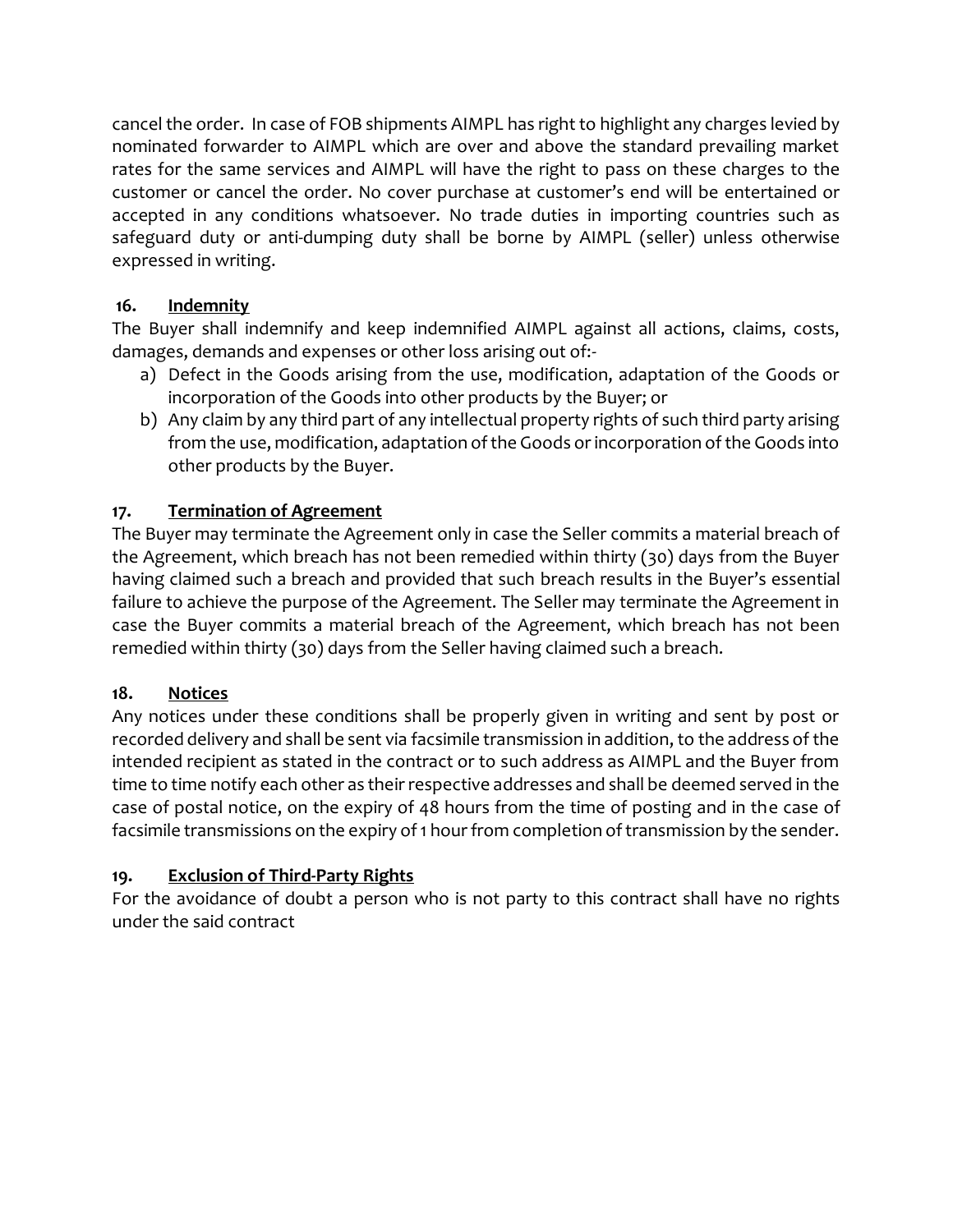cancel the order. In case of FOB shipments AIMPL has right to highlight any charges levied by nominated forwarder to AIMPL which are over and above the standard prevailing market rates for the same services and AIMPL will have the right to pass on these charges to the customer or cancel the order. No cover purchase at customer's end will be entertained or accepted in any conditions whatsoever. No trade duties in importing countries such as safeguard duty or anti-dumping duty shall be borne by AIMPL (seller) unless otherwise expressed in writing.

**16. <u>Indemnity</u>**

The Buyer shall indemnify and keep indemnified AIMPL against all actions, claims, costs, damages, demands and expenses or other loss arising out of:-

a) Defect in the Goods arising from the use, modification, adaptation of the Goods or incorporation of the Goods into other products by the Buyer; or
b) Any claim by any third part of any intellectual property rights of such third party arising from the use, modification, adaptation of the Goods or incorporation of the Goods into other products by the Buyer.

**17. <u>Termination of Agreement</u>**

The Buyer may terminate the Agreement only in case the Seller commits a material breach of the Agreement, which breach has not been remedied within thirty (30) days from the Buyer having claimed such a breach and provided that such breach results in the Buyer's essential failure to achieve the purpose of the Agreement. The Seller may terminate the Agreement in case the Buyer commits a material breach of the Agreement, which breach has not been remedied within thirty (30) days from the Seller having claimed such a breach.

**18. <u>Notices</u>**

Any notices under these conditions shall be properly given in writing and sent by post or recorded delivery and shall be sent via facsimile transmission in addition, to the address of the intended recipient as stated in the contract or to such address as AIMPL and the Buyer from time to time notify each other as their respective addresses and shall be deemed served in the case of postal notice, on the expiry of 48 hours from the time of posting and in the case of facsimile transmissions on the expiry of 1 hour from completion of transmission by the sender.

**19. <u>Exclusion of Third-Party Rights</u>**

For the avoidance of doubt a person who is not party to this contract shall have no rights under the said contract